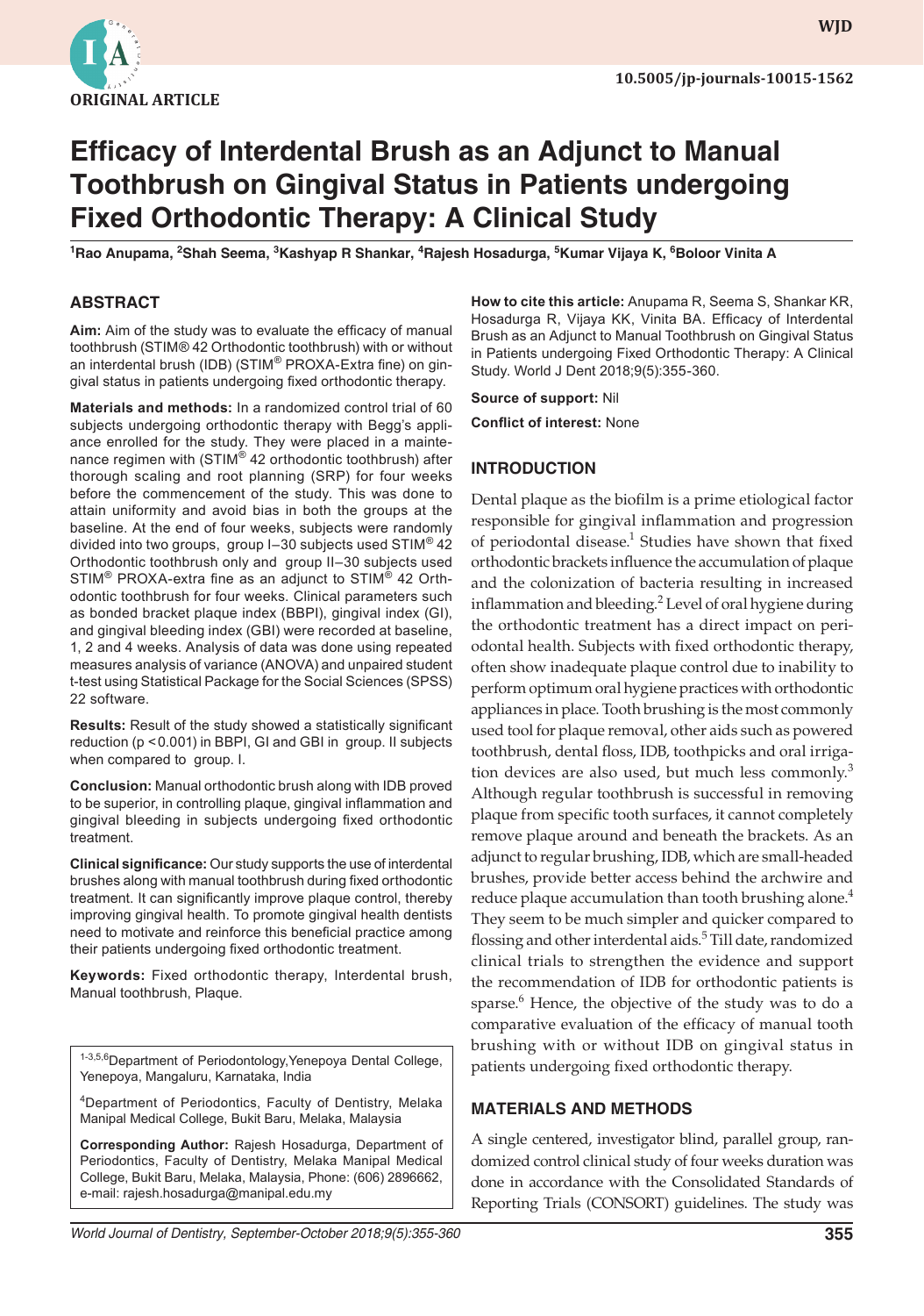ORIGINAL ARTICLE

10.5005/jp-journals-10015-1562

# Efficacy of Interdental Brush as an Adjunct to Manual Toothbrush on Gingival Status in Patients undergoing Fixed Orthodontic Therapy: A Clinical Study

[1]Rao Anupama, [2]Shah Seema, [3]Kashyap R Shankar, [4]Rajesh Hosadurga, [5]Kumar Vijaya K, [6]Boloor Vinita A

## ABSTRACT

**Aim:** Aim of the study was to evaluate the efficacy of manual toothbrush (STIM® 42 Orthodontic toothbrush) with or without an interdental brush (IDB) (STIM® PROXA-Extra fine) on gingival status in patients undergoing fixed orthodontic therapy.

**Materials and methods:** In a randomized control trial of 60 subjects undergoing orthodontic therapy with Begg's appliance enrolled for the study. They were placed in a maintenance regimen with (STIM® 42 orthodontic toothbrush) after thorough scaling and root planning (SRP) for four weeks before the commencement of the study. This was done to attain uniformity and avoid bias in both the groups at the baseline. At the end of four weeks, subjects were randomly divided into two groups, group I–30 subjects used STIM® 42 Orthodontic toothbrush only and group II–30 subjects used STIM® PROXA-extra fine as an adjunct to STIM® 42 Orthodontic toothbrush for four weeks. Clinical parameters such as bonded bracket plaque index (BBPI), gingival index (GI), and gingival bleeding index (GBI) were recorded at baseline, 1, 2 and 4 weeks. Analysis of data was done using repeated measures analysis of variance (ANOVA) and unpaired student t-test using Statistical Package for the Social Sciences (SPSS) 22 software.

**Results:** Result of the study showed a statistically significant reduction ($p < 0.001$) in BBPI, GI and GBI in group. II subjects when compared to group. I.

**Conclusion:** Manual orthodontic brush along with IDB proved to be superior, in controlling plaque, gingival inflammation and gingival bleeding in subjects undergoing fixed orthodontic treatment.

**Clinical significance:** Our study supports the use of interdental brushes along with manual toothbrush during fixed orthodontic treatment. It can significantly improve plaque control, thereby improving gingival health. To promote gingival health dentists need to motivate and reinforce this beneficial practice among their patients undergoing fixed orthodontic treatment.

**Keywords:** Fixed orthodontic therapy, Interdental brush, Manual toothbrush, Plaque.

[1-3,5,6]Department of Periodontology,Yenepoya Dental College, Yenepoya, Mangaluru, Karnataka, India

[4]Department of Periodontics, Faculty of Dentistry, Melaka Manipal Medical College, Bukit Baru, Melaka, Malaysia

**Corresponding Author:** Rajesh Hosadurga, Department of Periodontics, Faculty of Dentistry, Melaka Manipal Medical College, Bukit Baru, Melaka, Malaysia, Phone: (606) 2896662, e-mail: rajesh.hosadurga@manipal.edu.my

**How to cite this article:** Anupama R, Seema S, Shankar KR, Hosadurga R, Vijaya KK, Vinita BA. Efficacy of Interdental Brush as an Adjunct to Manual Toothbrush on Gingival Status in Patients undergoing Fixed Orthodontic Therapy: A Clinical Study. World J Dent 2018;9(5):355-360.

**Source of support:** Nil

**Conflict of interest:** None

## INTRODUCTION

Dental plaque as the biofilm is a prime etiological factor responsible for gingival inflammation and progression of periodontal disease.[1] Studies have shown that fixed orthodontic brackets influence the accumulation of plaque and the colonization of bacteria resulting in increased inflammation and bleeding.[2] Level of oral hygiene during the orthodontic treatment has a direct impact on periodontal health. Subjects with fixed orthodontic therapy, often show inadequate plaque control due to inability to perform optimum oral hygiene practices with orthodontic appliances in place. Tooth brushing is the most commonly used tool for plaque removal, other aids such as powered toothbrush, dental floss, IDB, toothpicks and oral irrigation devices are also used, but much less commonly.[3] Although regular toothbrush is successful in removing plaque from specific tooth surfaces, it cannot completely remove plaque around and beneath the brackets. As an adjunct to regular brushing, IDB, which are small-headed brushes, provide better access behind the archwire and reduce plaque accumulation than tooth brushing alone.[4] They seem to be much simpler and quicker compared to flossing and other interdental aids.[5] Till date, randomized clinical trials to strengthen the evidence and support the recommendation of IDB for orthodontic patients is sparse.[6] Hence, the objective of the study was to do a comparative evaluation of the efficacy of manual tooth brushing with or without IDB on gingival status in patients undergoing fixed orthodontic therapy.

## MATERIALS AND METHODS

A single centered, investigator blind, parallel group, randomized control clinical study of four weeks duration was done in accordance with the Consolidated Standards of Reporting Trials (CONSORT) guidelines. The study was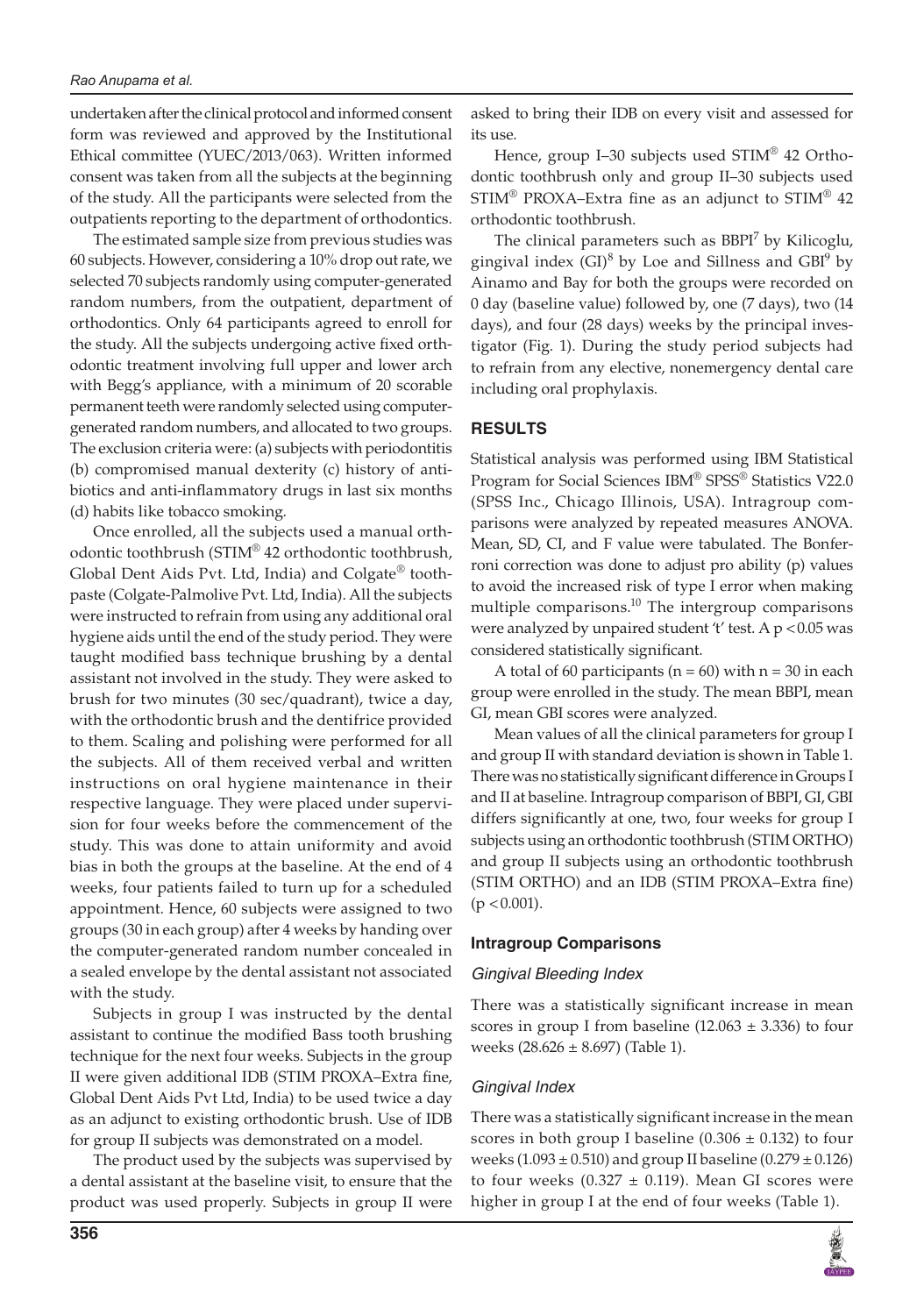undertaken after the clinical protocol and informed consent form was reviewed and approved by the Institutional Ethical committee (YUEC/2013/063). Written informed consent was taken from all the subjects at the beginning of the study. All the participants were selected from the outpatients reporting to the department of orthodontics.

The estimated sample size from previous studies was 60 subjects. However, considering a 10% drop out rate, we selected 70 subjects randomly using computer-generated random numbers, from the outpatient, department of orthodontics. Only 64 participants agreed to enroll for the study. All the subjects undergoing active fixed orthodontic treatment involving full upper and lower arch with Begg's appliance, with a minimum of 20 scorable permanent teeth were randomly selected using computer-generated random numbers, and allocated to two groups. The exclusion criteria were: (a) subjects with periodontitis (b) compromised manual dexterity (c) history of antibiotics and anti-inflammatory drugs in last six months (d) habits like tobacco smoking.

Once enrolled, all the subjects used a manual orthodontic toothbrush (STIM® 42 orthodontic toothbrush, Global Dent Aids Pvt. Ltd, India) and Colgate® toothpaste (Colgate-Palmolive Pvt. Ltd, India). All the subjects were instructed to refrain from using any additional oral hygiene aids until the end of the study period. They were taught modified bass technique brushing by a dental assistant not involved in the study. They were asked to brush for two minutes (30 sec/quadrant), twice a day, with the orthodontic brush and the dentifrice provided to them. Scaling and polishing were performed for all the subjects. All of them received verbal and written instructions on oral hygiene maintenance in their respective language. They were placed under supervision for four weeks before the commencement of the study. This was done to attain uniformity and avoid bias in both the groups at the baseline. At the end of 4 weeks, four patients failed to turn up for a scheduled appointment. Hence, 60 subjects were assigned to two groups (30 in each group) after 4 weeks by handing over the computer-generated random number concealed in a sealed envelope by the dental assistant not associated with the study.

Subjects in group I was instructed by the dental assistant to continue the modified Bass tooth brushing technique for the next four weeks. Subjects in the group II were given additional IDB (STIM PROXA–Extra fine, Global Dent Aids Pvt Ltd, India) to be used twice a day as an adjunct to existing orthodontic brush. Use of IDB for group II subjects was demonstrated on a model.

The product used by the subjects was supervised by a dental assistant at the baseline visit, to ensure that the product was used properly. Subjects in group II were asked to bring their IDB on every visit and assessed for its use.

Hence, group I–30 subjects used STIM® 42 Orthodontic toothbrush only and group II–30 subjects used STIM® PROXA–Extra fine as an adjunct to STIM® 42 orthodontic toothbrush.

The clinical parameters such as BBPI[7] by Kilicoglu, gingival index (GI)[8] by Loe and Sillness and GBI[9] by Ainamo and Bay for both the groups were recorded on 0 day (baseline value) followed by, one (7 days), two (14 days), and four (28 days) weeks by the principal investigator (Fig. 1). During the study period subjects had to refrain from any elective, nonemergency dental care including oral prophylaxis.

## RESULTS

Statistical analysis was performed using IBM Statistical Program for Social Sciences IBM® SPSS® Statistics V22.0 (SPSS Inc., Chicago Illinois, USA). Intragroup comparisons were analyzed by repeated measures ANOVA. Mean, SD, CI, and F value were tabulated. The Bonferroni correction was done to adjust pro ability (p) values to avoid the increased risk of type I error when making multiple comparisons.[10] The intergroup comparisons were analyzed by unpaired student 't' test. A $p < 0.05$ was considered statistically significant.

A total of 60 participants ($n = 60$) with $n = 30$ in each group were enrolled in the study. The mean BBPI, mean GI, mean GBI scores were analyzed.

Mean values of all the clinical parameters for group I and group II with standard deviation is shown in Table 1. There was no statistically significant difference in Groups I and II at baseline. Intragroup comparison of BBPI, GI, GBI differs significantly at one, two, four weeks for group I subjects using an orthodontic toothbrush (STIM ORTHO) and group II subjects using an orthodontic toothbrush (STIM ORTHO) and an IDB (STIM PROXA–Extra fine) ($p < 0.001$).

### Intragroup Comparisons

#### *Gingival Bleeding Index*

There was a statistically significant increase in mean scores in group I from baseline ($12.063 \pm 3.336$) to four weeks ($28.626 \pm 8.697$) (Table 1).

#### *Gingival Index*

There was a statistically significant increase in the mean scores in both group I baseline ($0.306 \pm 0.132$) to four weeks ($1.093 \pm 0.510$) and group II baseline ($0.279 \pm 0.126$) to four weeks ($0.327 \pm 0.119$). Mean GI scores were higher in group I at the end of four weeks (Table 1).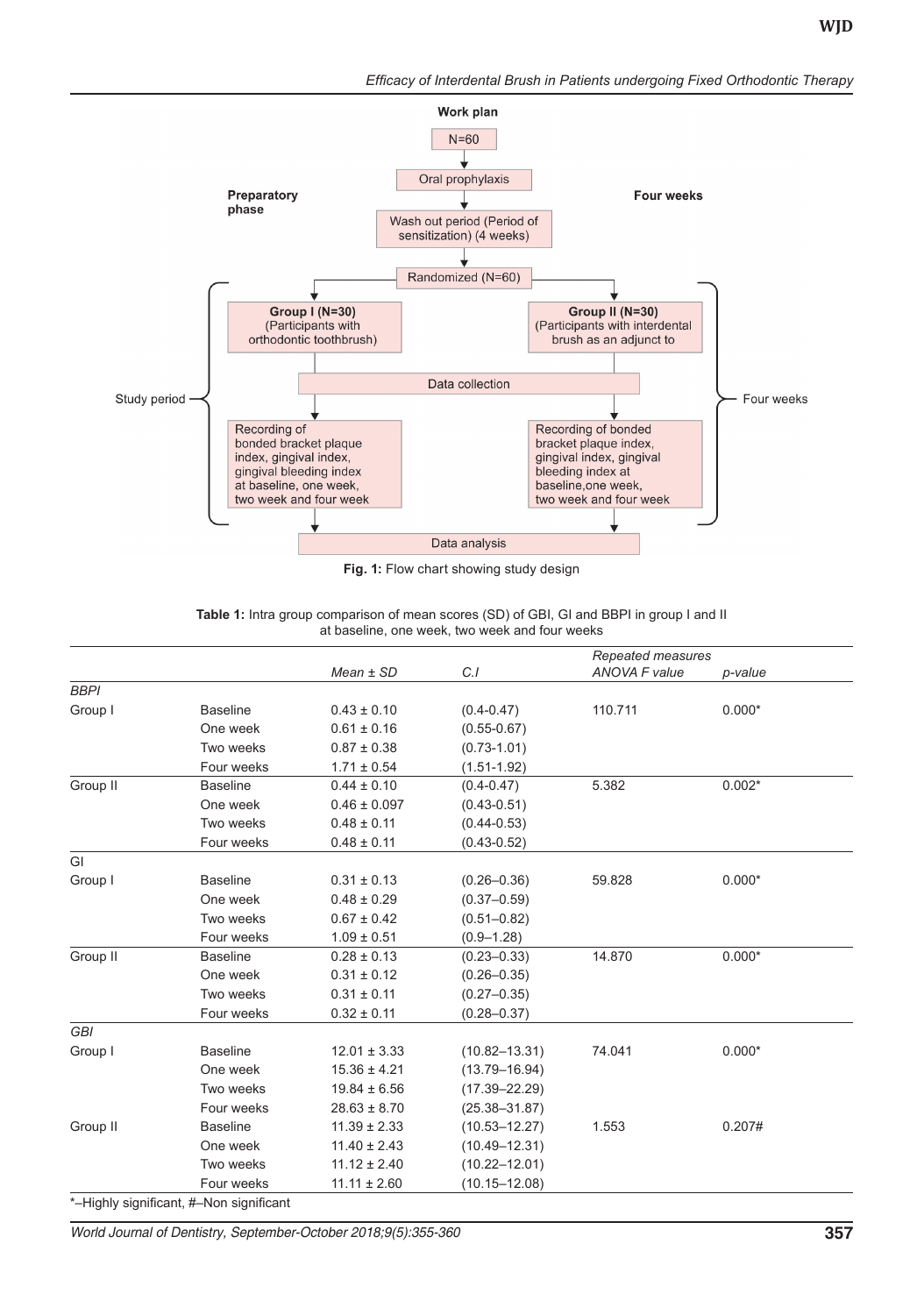**Work plan**

- N=60
- Oral prophylaxis
- Wash out period (Period of sensitization) (4 weeks)
- Randomized (N=60)

Preparatory phase — Four weeks

Study period — Four weeks

- **Group I (N=30)** (Participants with orthodontic toothbrush)
- **Group II (N=30)** (Participants with interdental brush as an adjunct to
- Data collection
- Recording of bonded bracket plaque index, gingival index, gingival bleeding index at baseline, one week, two week and four week
- Recording of bonded bracket plaque index, gingival index, gingival bleeding index at baseline,one week, two week and four week
- Data analysis

**Fig. 1:** Flow chart showing study design

**Table 1:** Intra group comparison of mean scores (SD) of GBI, GI and BBPI in group I and II at baseline, one week, two week and four weeks

| | | *Mean ± SD* | *C.I* | *Repeated measures ANOVA F value* | *p-value* |
|---|---|---|---|---|---|
| *BBPI* | | | | | |
| Group I | Baseline | 0.43 ± 0.10 | (0.4-0.47) | 110.711 | 0.000* |
| | One week | 0.61 ± 0.16 | (0.55-0.67) | | |
| | Two weeks | 0.87 ± 0.38 | (0.73-1.01) | | |
| | Four weeks | 1.71 ± 0.54 | (1.51-1.92) | | |
| Group II | Baseline | 0.44 ± 0.10 | (0.4-0.47) | 5.382 | 0.002* |
| | One week | 0.46 ± 0.097 | (0.43-0.51) | | |
| | Two weeks | 0.48 ± 0.11 | (0.44-0.53) | | |
| | Four weeks | 0.48 ± 0.11 | (0.43-0.52) | | |
| GI | | | | | |
| Group I | Baseline | 0.31 ± 0.13 | (0.26–0.36) | 59.828 | 0.000* |
| | One week | 0.48 ± 0.29 | (0.37–0.59) | | |
| | Two weeks | 0.67 ± 0.42 | (0.51–0.82) | | |
| | Four weeks | 1.09 ± 0.51 | (0.9–1.28) | | |
| Group II | Baseline | 0.28 ± 0.13 | (0.23–0.33) | 14.870 | 0.000* |
| | One week | 0.31 ± 0.12 | (0.26–0.35) | | |
| | Two weeks | 0.31 ± 0.11 | (0.27–0.35) | | |
| | Four weeks | 0.32 ± 0.11 | (0.28–0.37) | | |
| *GBI* | | | | | |
| Group I | Baseline | 12.01 ± 3.33 | (10.82–13.31) | 74.041 | 0.000* |
| | One week | 15.36 ± 4.21 | (13.79–16.94) | | |
| | Two weeks | 19.84 ± 6.56 | (17.39–22.29) | | |
| | Four weeks | 28.63 ± 8.70 | (25.38–31.87) | | |
| Group II | Baseline | 11.39 ± 2.33 | (10.53–12.27) | 1.553 | 0.207# |
| | One week | 11.40 ± 2.43 | (10.49–12.31) | | |
| | Two weeks | 11.12 ± 2.40 | (10.22–12.01) | | |
| | Four weeks | 11.11 ± 2.60 | (10.15–12.08) | | |

*–Highly significant, #–Non significant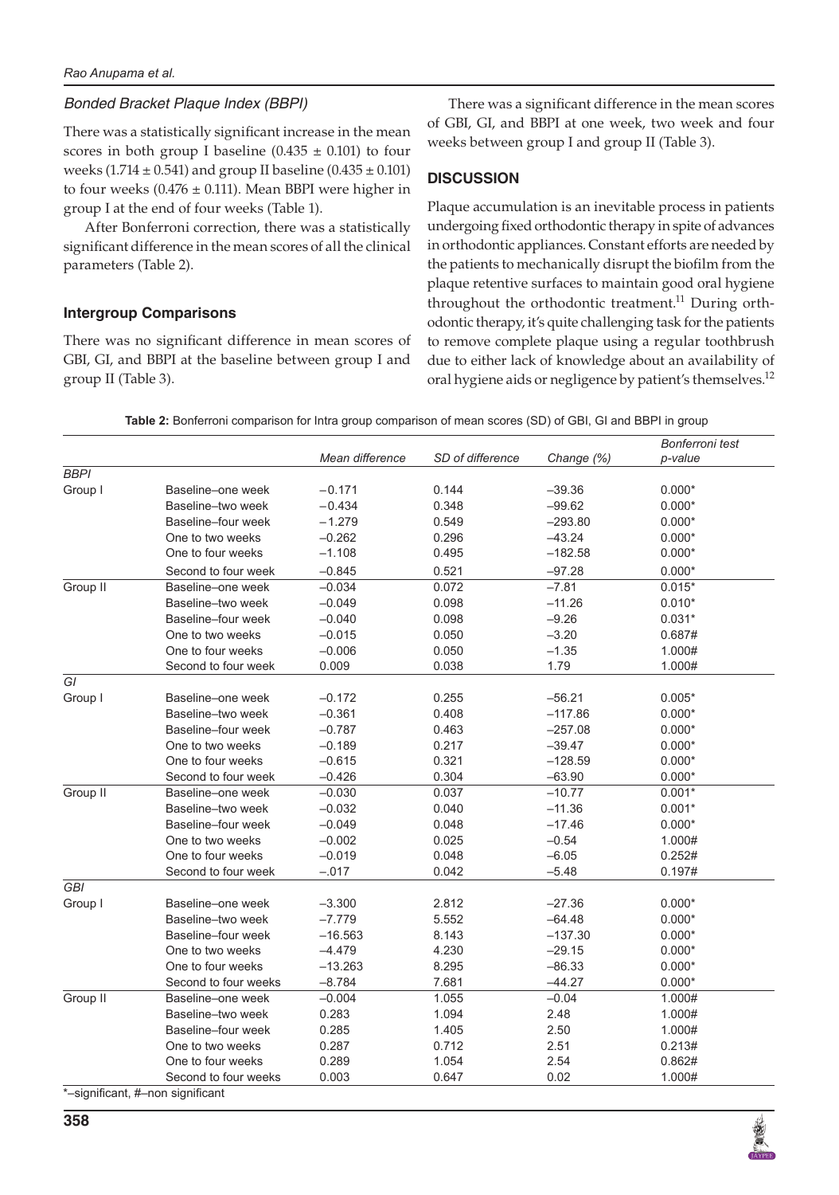### *Bonded Bracket Plaque Index (BBPI)*

There was a statistically significant increase in the mean scores in both group I baseline (0.435 ± 0.101) to four weeks (1.714 ± 0.541) and group II baseline (0.435 ± 0.101) to four weeks (0.476 ± 0.111). Mean BBPI were higher in group I at the end of four weeks (Table 1).

After Bonferroni correction, there was a statistically significant difference in the mean scores of all the clinical parameters (Table 2).

### Intergroup Comparisons

There was no significant difference in mean scores of GBI, GI, and BBPI at the baseline between group I and group II (Table 3).

There was a significant difference in the mean scores of GBI, GI, and BBPI at one week, two week and four weeks between group I and group II (Table 3).

## DISCUSSION

Plaque accumulation is an inevitable process in patients undergoing fixed orthodontic therapy in spite of advances in orthodontic appliances. Constant efforts are needed by the patients to mechanically disrupt the biofilm from the plaque retentive surfaces to maintain good oral hygiene throughout the orthodontic treatment.[11] During orthodontic therapy, it's quite challenging task for the patients to remove complete plaque using a regular toothbrush due to either lack of knowledge about an availability of oral hygiene aids or negligence by patient's themselves.[12]

**Table 2:** Bonferroni comparison for Intra group comparison of mean scores (SD) of GBI, GI and BBPI in group

| | | *Mean difference* | *SD of difference* | *Change (%)* | *Bonferroni test p-value* |
|---|---|---|---|---|---|
| *BBPI* | | | | | |
| Group I | Baseline–one week | −0.171 | 0.144 | −39.36 | 0.000* |
| | Baseline–two week | −0.434 | 0.348 | −99.62 | 0.000* |
| | Baseline–four week | −1.279 | 0.549 | −293.80 | 0.000* |
| | One to two weeks | −0.262 | 0.296 | −43.24 | 0.000* |
| | One to four weeks | −1.108 | 0.495 | −182.58 | 0.000* |
| | Second to four week | −0.845 | 0.521 | −97.28 | 0.000* |
| Group II | Baseline–one week | −0.034 | 0.072 | −7.81 | 0.015* |
| | Baseline–two week | −0.049 | 0.098 | −11.26 | 0.010* |
| | Baseline–four week | −0.040 | 0.098 | −9.26 | 0.031* |
| | One to two weeks | −0.015 | 0.050 | −3.20 | 0.687# |
| | One to four weeks | −0.006 | 0.050 | −1.35 | 1.000# |
| | Second to four week | 0.009 | 0.038 | 1.79 | 1.000# |
| *GI* | | | | | |
| Group I | Baseline–one week | −0.172 | 0.255 | −56.21 | 0.005* |
| | Baseline–two week | −0.361 | 0.408 | −117.86 | 0.000* |
| | Baseline–four week | −0.787 | 0.463 | −257.08 | 0.000* |
| | One to two weeks | −0.189 | 0.217 | −39.47 | 0.000* |
| | One to four weeks | −0.615 | 0.321 | −128.59 | 0.000* |
| | Second to four week | −0.426 | 0.304 | −63.90 | 0.000* |
| Group II | Baseline–one week | −0.030 | 0.037 | −10.77 | 0.001* |
| | Baseline–two week | −0.032 | 0.040 | −11.36 | 0.001* |
| | Baseline–four week | −0.049 | 0.048 | −17.46 | 0.000* |
| | One to two weeks | −0.002 | 0.025 | −0.54 | 1.000# |
| | One to four weeks | −0.019 | 0.048 | −6.05 | 0.252# |
| | Second to four week | −.017 | 0.042 | −5.48 | 0.197# |
| *GBI* | | | | | |
| Group I | Baseline–one week | −3.300 | 2.812 | −27.36 | 0.000* |
| | Baseline–two week | −7.779 | 5.552 | −64.48 | 0.000* |
| | Baseline–four week | −16.563 | 8.143 | −137.30 | 0.000* |
| | One to two weeks | −4.479 | 4.230 | −29.15 | 0.000* |
| | One to four weeks | −13.263 | 8.295 | −86.33 | 0.000* |
| | Second to four weeks | −8.784 | 7.681 | −44.27 | 0.000* |
| Group II | Baseline–one week | −0.004 | 1.055 | −0.04 | 1.000# |
| | Baseline–two week | 0.283 | 1.094 | 2.48 | 1.000# |
| | Baseline–four week | 0.285 | 1.405 | 2.50 | 1.000# |
| | One to two weeks | 0.287 | 0.712 | 2.51 | 0.213# |
| | One to four weeks | 0.289 | 1.054 | 2.54 | 0.862# |
| | Second to four weeks | 0.003 | 0.647 | 0.02 | 1.000# |

*–significant, #–non significant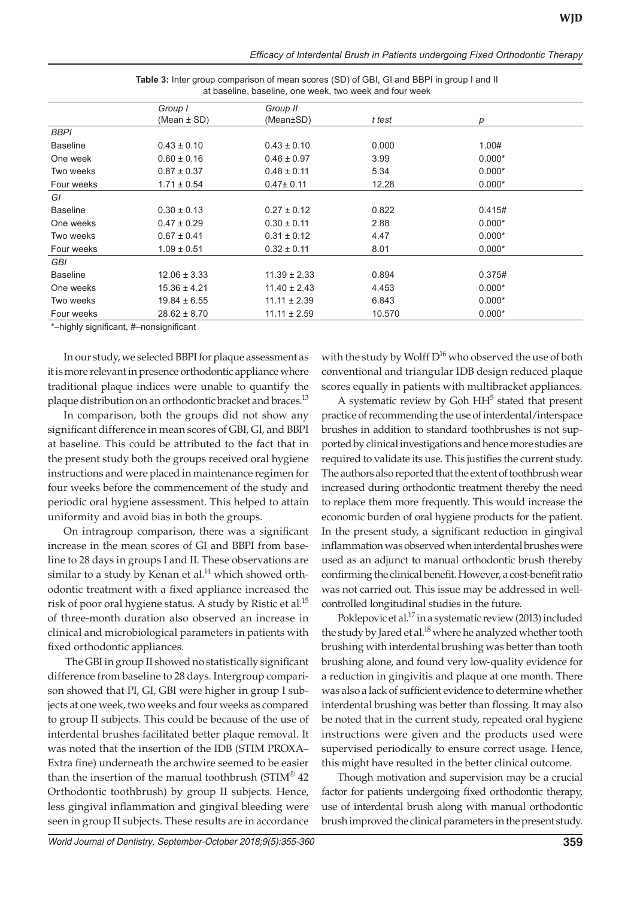**Table 3:** Inter group comparison of mean scores (SD) of GBI, GI and BBPI in group I and II at baseline, baseline, one week, two week and four week

| | Group I (Mean ± SD) | Group II (Mean±SD) | t test | p |
|---|---|---|---|---|
| *BBPI* | | | | |
| Baseline | 0.43 ± 0.10 | 0.43 ± 0.10 | 0.000 | 1.00# |
| One week | 0.60 ± 0.16 | 0.46 ± 0.97 | 3.99 | 0.000* |
| Two weeks | 0.87 ± 0.37 | 0.48 ± 0.11 | 5.34 | 0.000* |
| Four weeks | 1.71 ± 0.54 | 0.47± 0.11 | 12.28 | 0.000* |
| *GI* | | | | |
| Baseline | 0.30 ± 0.13 | 0.27 ± 0.12 | 0.822 | 0.415# |
| One weeks | 0.47 ± 0.29 | 0.30 ± 0.11 | 2.88 | 0.000* |
| Two weeks | 0.67 ± 0.41 | 0.31 ± 0.12 | 4.47 | 0.000* |
| Four weeks | 1.09 ± 0.51 | 0.32 ± 0.11 | 8.01 | 0.000* |
| *GBI* | | | | |
| Baseline | 12.06 ± 3.33 | 11.39 ± 2.33 | 0.894 | 0.375# |
| One weeks | 15.36 ± 4.21 | 11.40 ± 2.43 | 4.453 | 0.000* |
| Two weeks | 19.84 ± 6.55 | 11.11 ± 2.39 | 6.843 | 0.000* |
| Four weeks | 28.62 ± 8.70 | 11.11 ± 2.59 | 10.570 | 0.000* |

*–highly significant, #–nonsignificant

In our study, we selected BBPI for plaque assessment as it is more relevant in presence orthodontic appliance where traditional plaque indices were unable to quantify the plaque distribution on an orthodontic bracket and braces.[13]

In comparison, both the groups did not show any significant difference in mean scores of GBI, GI, and BBPI at baseline. This could be attributed to the fact that in the present study both the groups received oral hygiene instructions and were placed in maintenance regimen for four weeks before the commencement of the study and periodic oral hygiene assessment. This helped to attain uniformity and avoid bias in both the groups.

On intragroup comparison, there was a significant increase in the mean scores of GI and BBPI from baseline to 28 days in groups I and II. These observations are similar to a study by Kenan et al.[14] which showed orthodontic treatment with a fixed appliance increased the risk of poor oral hygiene status. A study by Ristic et al.[15] of three-month duration also observed an increase in clinical and microbiological parameters in patients with fixed orthodontic appliances.

The GBI in group II showed no statistically significant difference from baseline to 28 days. Intergroup comparison showed that PI, GI, GBI were higher in group I subjects at one week, two weeks and four weeks as compared to group II subjects. This could be because of the use of interdental brushes facilitated better plaque removal. It was noted that the insertion of the IDB (STIM PROXA– Extra fine) underneath the archwire seemed to be easier than the insertion of the manual toothbrush (STIM® 42 Orthodontic toothbrush) by group II subjects. Hence, less gingival inflammation and gingival bleeding were seen in group II subjects. These results are in accordance with the study by Wolff D[16] who observed the use of both conventional and triangular IDB design reduced plaque scores equally in patients with multibracket appliances.

A systematic review by Goh HH[5] stated that present practice of recommending the use of interdental/interspace brushes in addition to standard toothbrushes is not supported by clinical investigations and hence more studies are required to validate its use. This justifies the current study. The authors also reported that the extent of toothbrush wear increased during orthodontic treatment thereby the need to replace them more frequently. This would increase the economic burden of oral hygiene products for the patient. In the present study, a significant reduction in gingival inflammation was observed when interdental brushes were used as an adjunct to manual orthodontic brush thereby confirming the clinical benefit. However, a cost-benefit ratio was not carried out. This issue may be addressed in well-controlled longitudinal studies in the future.

Poklepovic et al.[17] in a systematic review (2013) included the study by Jared et al.[18] where he analyzed whether tooth brushing with interdental brushing was better than tooth brushing alone, and found very low-quality evidence for a reduction in gingivitis and plaque at one month. There was also a lack of sufficient evidence to determine whether interdental brushing was better than flossing. It may also be noted that in the current study, repeated oral hygiene instructions were given and the products used were supervised periodically to ensure correct usage. Hence, this might have resulted in the better clinical outcome.

Though motivation and supervision may be a crucial factor for patients undergoing fixed orthodontic therapy, use of interdental brush along with manual orthodontic brush improved the clinical parameters in the present study.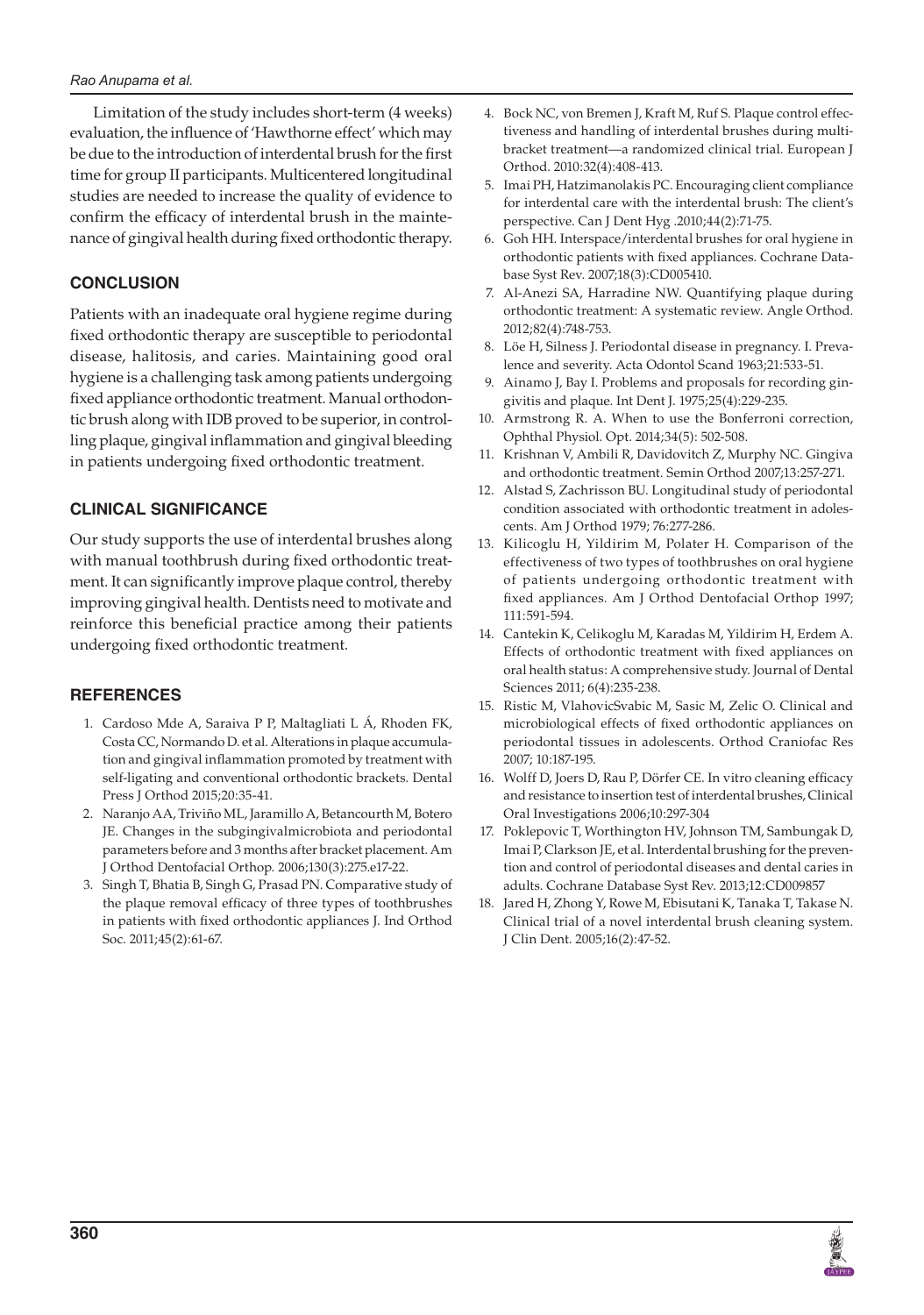Limitation of the study includes short-term (4 weeks) evaluation, the influence of 'Hawthorne effect' which may be due to the introduction of interdental brush for the first time for group II participants. Multicentered longitudinal studies are needed to increase the quality of evidence to confirm the efficacy of interdental brush in the maintenance of gingival health during fixed orthodontic therapy.

## CONCLUSION

Patients with an inadequate oral hygiene regime during fixed orthodontic therapy are susceptible to periodontal disease, halitosis, and caries. Maintaining good oral hygiene is a challenging task among patients undergoing fixed appliance orthodontic treatment. Manual orthodontic brush along with IDB proved to be superior, in controlling plaque, gingival inflammation and gingival bleeding in patients undergoing fixed orthodontic treatment.

## CLINICAL SIGNIFICANCE

Our study supports the use of interdental brushes along with manual toothbrush during fixed orthodontic treatment. It can significantly improve plaque control, thereby improving gingival health. Dentists need to motivate and reinforce this beneficial practice among their patients undergoing fixed orthodontic treatment.

## REFERENCES

1. Cardoso Mde A, Saraiva P P, Maltagliati L Á, Rhoden FK, Costa CC, Normando D. et al. Alterations in plaque accumulation and gingival inflammation promoted by treatment with self-ligating and conventional orthodontic brackets. Dental Press J Orthod 2015;20:35-41.
2. Naranjo AA, Triviño ML, Jaramillo A, Betancourth M, Botero JE. Changes in the subgingivalmicrobiota and periodontal parameters before and 3 months after bracket placement. Am J Orthod Dentofacial Orthop. 2006;130(3):275.e17-22.
3. Singh T, Bhatia B, Singh G, Prasad PN. Comparative study of the plaque removal efficacy of three types of toothbrushes in patients with fixed orthodontic appliances J. Ind Orthod Soc. 2011;45(2):61-67.
4. Bock NC, von Bremen J, Kraft M, Ruf S. Plaque control effectiveness and handling of interdental brushes during multibracket treatment—a randomized clinical trial. European J Orthod. 2010:32(4):408-413.
5. Imai PH, Hatzimanolakis PC. Encouraging client compliance for interdental care with the interdental brush: The client's perspective. Can J Dent Hyg .2010;44(2):71-75.
6. Goh HH. Interspace/interdental brushes for oral hygiene in orthodontic patients with fixed appliances. Cochrane Database Syst Rev. 2007;18(3):CD005410.
7. Al-Anezi SA, Harradine NW. Quantifying plaque during orthodontic treatment: A systematic review. Angle Orthod. 2012;82(4):748-753.
8. Löe H, Silness J. Periodontal disease in pregnancy. I. Prevalence and severity. Acta Odontol Scand 1963;21:533-51.
9. Ainamo J, Bay I. Problems and proposals for recording gingivitis and plaque. Int Dent J. 1975;25(4):229-235.
10. Armstrong R. A. When to use the Bonferroni correction, Ophthal Physiol. Opt. 2014;34(5): 502-508.
11. Krishnan V, Ambili R, Davidovitch Z, Murphy NC. Gingiva and orthodontic treatment. Semin Orthod 2007;13:257-271.
12. Alstad S, Zachrisson BU. Longitudinal study of periodontal condition associated with orthodontic treatment in adolescents. Am J Orthod 1979; 76:277-286.
13. Kilicoglu H, Yildirim M, Polater H. Comparison of the effectiveness of two types of toothbrushes on oral hygiene of patients undergoing orthodontic treatment with fixed appliances. Am J Orthod Dentofacial Orthop 1997; 111:591-594.
14. Cantekin K, Celikoglu M, Karadas M, Yildirim H, Erdem A. Effects of orthodontic treatment with fixed appliances on oral health status: A comprehensive study. Journal of Dental Sciences 2011; 6(4):235-238.
15. Ristic M, VlahovicSvabic M, Sasic M, Zelic O. Clinical and microbiological effects of fixed orthodontic appliances on periodontal tissues in adolescents. Orthod Craniofac Res 2007; 10:187-195.
16. Wolff D, Joers D, Rau P, Dörfer CE. In vitro cleaning efficacy and resistance to insertion test of interdental brushes, Clinical Oral Investigations 2006;10:297-304
17. Poklepovic T, Worthington HV, Johnson TM, Sambungak D, Imai P, Clarkson JE, et al. Interdental brushing for the prevention and control of periodontal diseases and dental caries in adults. Cochrane Database Syst Rev. 2013;12:CD009857
18. Jared H, Zhong Y, Rowe M, Ebisutani K, Tanaka T, Takase N. Clinical trial of a novel interdental brush cleaning system. J Clin Dent. 2005;16(2):47-52.